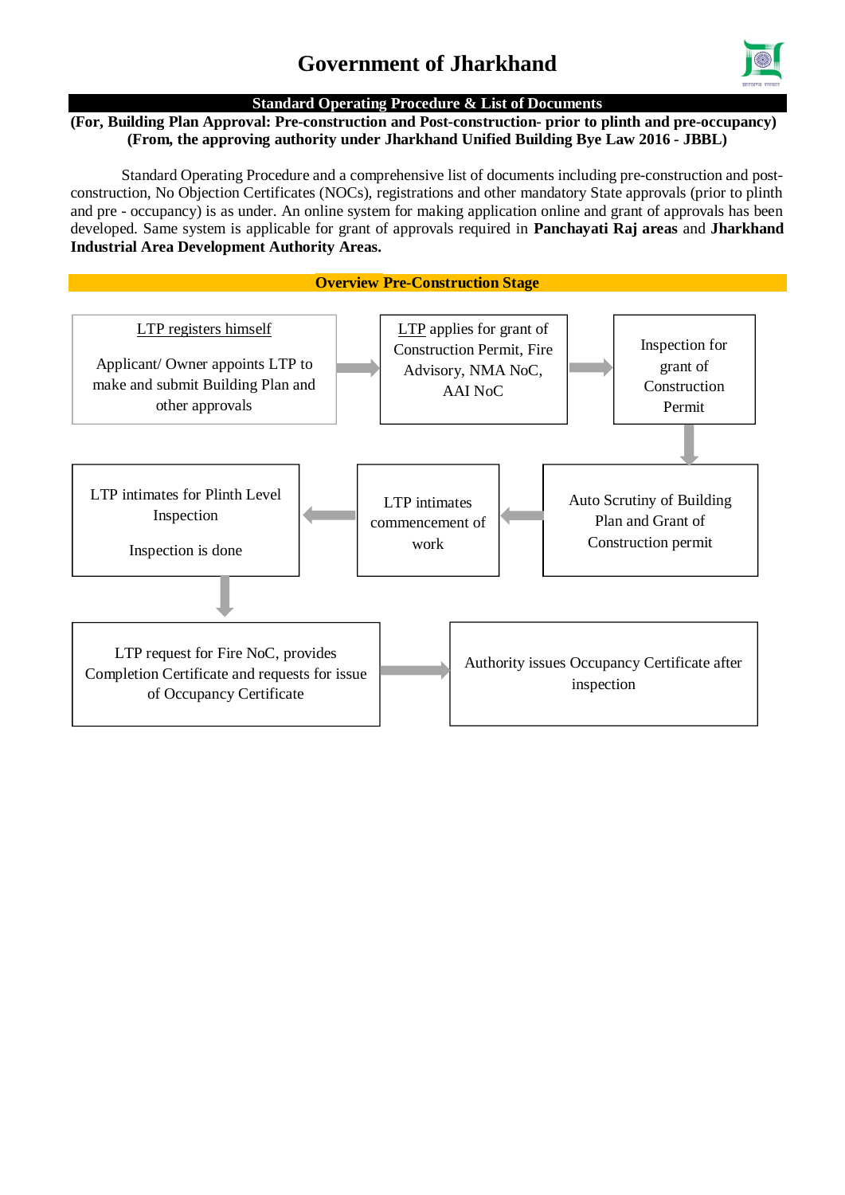# Government of Jharkhand

## Standard Operating Procedure & List of Documents

**(For, Building Plan Approval: Pre-construction and Post-construction- prior to plinth and pre-occupancy)**
**(From, the approving authority under Jharkhand Unified Building Bye Law 2016 - JBBL)**

Standard Operating Procedure and a comprehensive list of documents including pre-construction and post-construction, No Objection Certificates (NOCs), registrations and other mandatory State approvals (prior to plinth and pre - occupancy) is as under. An online system for making application online and grant of approvals has been developed. Same system is applicable for grant of approvals required in **Panchayati Raj areas** and **Jharkhand Industrial Area Development Authority Areas.**

### Overview Pre-Construction Stage

1. LTP registers himself — Applicant/ Owner appoints LTP to make and submit Building Plan and other approvals
2. LTP applies for grant of Construction Permit, Fire Advisory, NMA NoC, AAI NoC
3. Inspection for grant of Construction Permit
4. Auto Scrutiny of Building Plan and Grant of Construction permit
5. LTP intimates commencement of work
6. LTP intimates for Plinth Level Inspection — Inspection is done
7. LTP request for Fire NoC, provides Completion Certificate and requests for issue of Occupancy Certificate
8. Authority issues Occupancy Certificate after inspection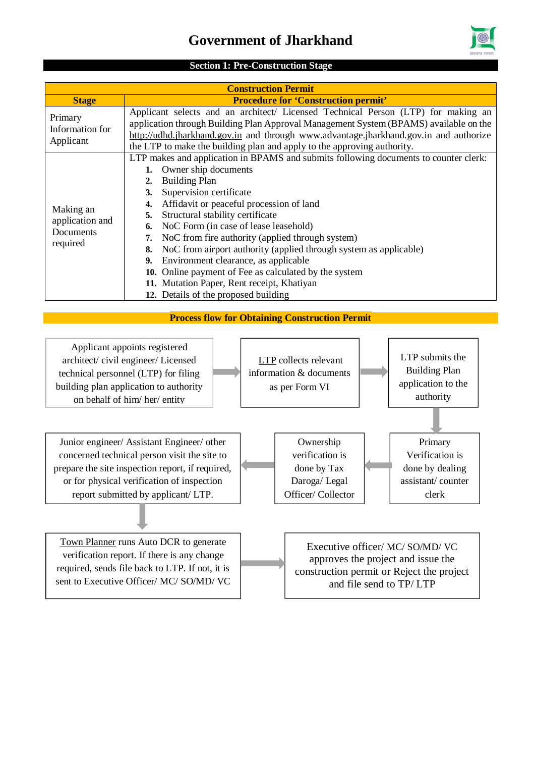# Government of Jharkhand

## Section 1: Pre-Construction Stage

| Construction Permit | |
|---|---|
| **Stage** | **Procedure for 'Construction permit'** |
| Primary Information for Applicant | Applicant selects and an architect/ Licensed Technical Person (LTP) for making an application through Building Plan Approval Management System (BPAMS) available on the http://udhd.jharkhand.gov.in and through www.advantage.jharkhand.gov.in and authorize the LTP to make the building plan and apply to the approving authority. |
| Making an application and Documents required | LTP makes and application in BPAMS and submits following documents to counter clerk:<br>**1.** Owner ship documents<br>**2.** Building Plan<br>**3.** Supervision certificate<br>**4.** Affidavit or peaceful procession of land<br>**5.** Structural stability certificate<br>**6.** NoC Form (in case of lease leasehold)<br>**7.** NoC from fire authority (applied through system)<br>**8.** NoC from airport authority (applied through system as applicable)<br>**9.** Environment clearance, as applicable<br>**10.** Online payment of Fee as calculated by the system<br>**11.** Mutation Paper, Rent receipt, Khatiyan<br>**12.** Details of the proposed building |

### Process flow for Obtaining Construction Permit

1. Applicant appoints registered architect/ civil engineer/ Licensed technical personnel (LTP) for filing building plan application to authority on behalf of him/ her/ entity
2. LTP collects relevant information & documents as per Form VI
3. LTP submits the Building Plan application to the authority
4. Primary Verification is done by dealing assistant/ counter clerk
5. Ownership verification is done by Tax Daroga/ Legal Officer/ Collector
6. Junior engineer/ Assistant Engineer/ other concerned technical person visit the site to prepare the site inspection report, if required, or for physical verification of inspection report submitted by applicant/ LTP.
7. Town Planner runs Auto DCR to generate verification report. If there is any change required, sends file back to LTP. If not, it is sent to Executive Officer/ MC/ SO/MD/ VC
8. Executive officer/ MC/ SO/MD/ VC approves the project and issue the construction permit or Reject the project and file send to TP/ LTP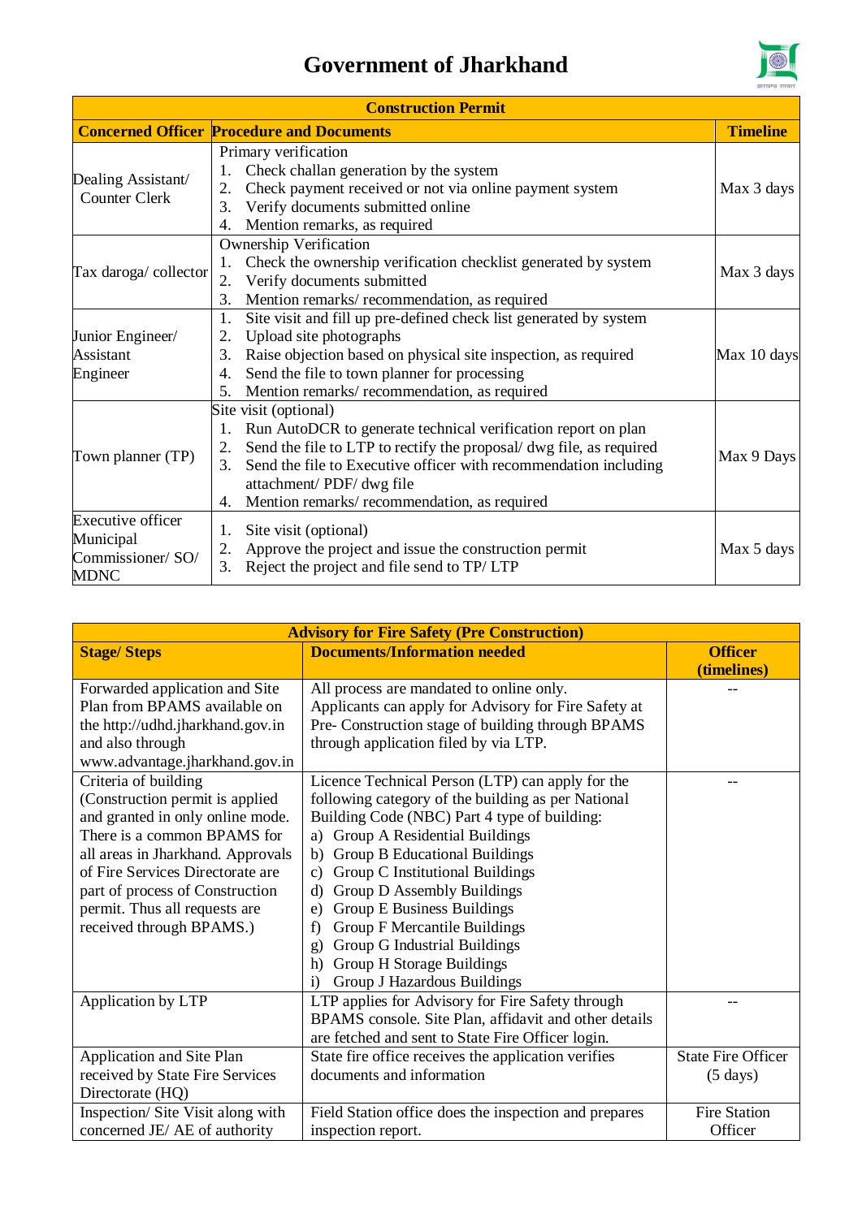# Government of Jharkhand

| Construction Permit | | |
|---|---|---|
| **Concerned Officer** | **Procedure and Documents** | **Timeline** |
| Dealing Assistant/ Counter Clerk | Primary verification<br>1. Check challan generation by the system<br>2. Check payment received or not via online payment system<br>3. Verify documents submitted online<br>4. Mention remarks, as required | Max 3 days |
| Tax daroga/ collector | Ownership Verification<br>1. Check the ownership verification checklist generated by system<br>2. Verify documents submitted<br>3. Mention remarks/ recommendation, as required | Max 3 days |
| Junior Engineer/ Assistant Engineer | 1. Site visit and fill up pre-defined check list generated by system<br>2. Upload site photographs<br>3. Raise objection based on physical site inspection, as required<br>4. Send the file to town planner for processing<br>5. Mention remarks/ recommendation, as required | Max 10 days |
| Town planner (TP) | Site visit (optional)<br>1. Run AutoDCR to generate technical verification report on plan<br>2. Send the file to LTP to rectify the proposal/ dwg file, as required<br>3. Send the file to Executive officer with recommendation including attachment/ PDF/ dwg file<br>4. Mention remarks/ recommendation, as required | Max 9 Days |
| Executive officer Municipal Commissioner/ SO/ MDNC | 1. Site visit (optional)<br>2. Approve the project and issue the construction permit<br>3. Reject the project and file send to TP/ LTP | Max 5 days |

| Advisory for Fire Safety (Pre Construction) | | |
|---|---|---|
| **Stage/ Steps** | **Documents/Information needed** | **Officer (timelines)** |
| Forwarded application and Site Plan from BPAMS available on the http://udhd.jharkhand.gov.in and also through www.advantage.jharkhand.gov.in | All process are mandated to online only. Applicants can apply for Advisory for Fire Safety at Pre- Construction stage of building through BPAMS through application filed by via LTP. | -- |
| Criteria of building (Construction permit is applied and granted in only online mode. There is a common BPAMS for all areas in Jharkhand. Approvals of Fire Services Directorate are part of process of Construction permit. Thus all requests are received through BPAMS.) | Licence Technical Person (LTP) can apply for the following category of the building as per National Building Code (NBC) Part 4 type of building:<br>a) Group A Residential Buildings<br>b) Group B Educational Buildings<br>c) Group C Institutional Buildings<br>d) Group D Assembly Buildings<br>e) Group E Business Buildings<br>f) Group F Mercantile Buildings<br>g) Group G Industrial Buildings<br>h) Group H Storage Buildings<br>i) Group J Hazardous Buildings | -- |
| Application by LTP | LTP applies for Advisory for Fire Safety through BPAMS console. Site Plan, affidavit and other details are fetched and sent to State Fire Officer login. | -- |
| Application and Site Plan received by State Fire Services Directorate (HQ) | State fire office receives the application verifies documents and information | State Fire Officer (5 days) |
| Inspection/ Site Visit along with concerned JE/ AE of authority | Field Station office does the inspection and prepares inspection report. | Fire Station Officer |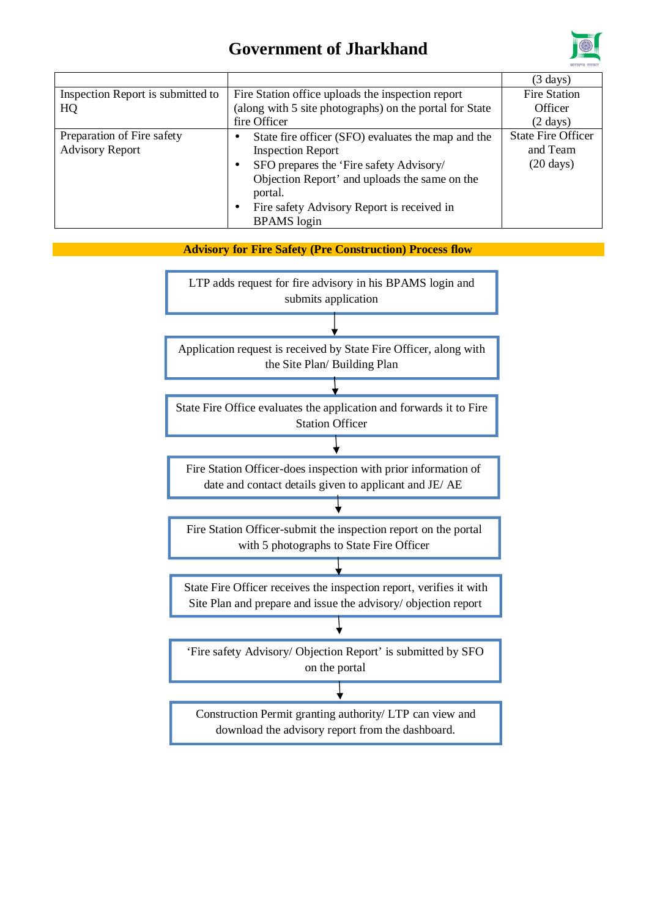# Government of Jharkhand

| | | (3 days) |
|---|---|---|
| Inspection Report is submitted to HQ | Fire Station office uploads the inspection report (along with 5 site photographs) on the portal for State fire Officer | Fire Station Officer (2 days) |
| Preparation of Fire safety Advisory Report | • State fire officer (SFO) evaluates the map and the Inspection Report<br>• SFO prepares the 'Fire safety Advisory/ Objection Report' and uploads the same on the portal.<br>• Fire safety Advisory Report is received in BPAMS login | State Fire Officer and Team (20 days) |

**Advisory for Fire Safety (Pre Construction) Process flow**

LTP adds request for fire advisory in his BPAMS login and submits application

↓

Application request is received by State Fire Officer, along with the Site Plan/ Building Plan

↓

State Fire Office evaluates the application and forwards it to Fire Station Officer

↓

Fire Station Officer-does inspection with prior information of date and contact details given to applicant and JE/ AE

↓

Fire Station Officer-submit the inspection report on the portal with 5 photographs to State Fire Officer

↓

State Fire Officer receives the inspection report, verifies it with Site Plan and prepare and issue the advisory/ objection report

↓

'Fire safety Advisory/ Objection Report' is submitted by SFO on the portal

↓

Construction Permit granting authority/ LTP can view and download the advisory report from the dashboard.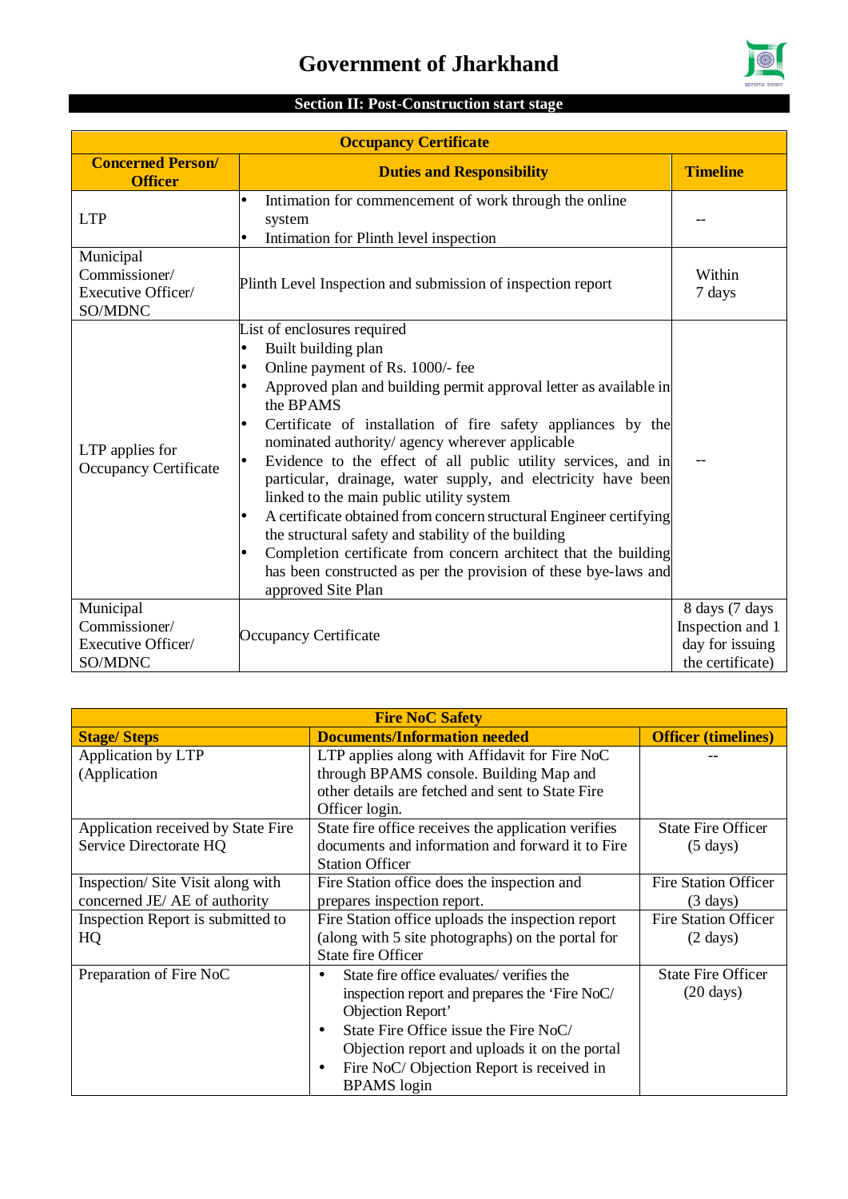# Government of Jharkhand

## Section II: Post-Construction start stage

| Occupancy Certificate | | |
|---|---|---|
| **Concerned Person/ Officer** | **Duties and Responsibility** | **Timeline** |
| LTP | • Intimation for commencement of work through the online system<br>• Intimation for Plinth level inspection | -- |
| Municipal Commissioner/ Executive Officer/ SO/MDNC | Plinth Level Inspection and submission of inspection report | Within 7 days |
| LTP applies for Occupancy Certificate | List of enclosures required<br>• Built building plan<br>• Online payment of Rs. 1000/- fee<br>• Approved plan and building permit approval letter as available in the BPAMS<br>• Certificate of installation of fire safety appliances by the nominated authority/ agency wherever applicable<br>• Evidence to the effect of all public utility services, and in particular, drainage, water supply, and electricity have been linked to the main public utility system<br>• A certificate obtained from concern structural Engineer certifying the structural safety and stability of the building<br>• Completion certificate from concern architect that the building has been constructed as per the provision of these bye-laws and approved Site Plan | -- |
| Municipal Commissioner/ Executive Officer/ SO/MDNC | Occupancy Certificate | 8 days (7 days Inspection and 1 day for issuing the certificate) |

| Fire NoC Safety | | |
|---|---|---|
| **Stage/ Steps** | **Documents/Information needed** | **Officer (timelines)** |
| Application by LTP (Application | LTP applies along with Affidavit for Fire NoC through BPAMS console. Building Map and other details are fetched and sent to State Fire Officer login. | -- |
| Application received by State Fire Service Directorate HQ | State fire office receives the application verifies documents and information and forward it to Fire Station Officer | State Fire Officer (5 days) |
| Inspection/ Site Visit along with concerned JE/ AE of authority | Fire Station office does the inspection and prepares inspection report. | Fire Station Officer (3 days) |
| Inspection Report is submitted to HQ | Fire Station office uploads the inspection report (along with 5 site photographs) on the portal for State fire Officer | Fire Station Officer (2 days) |
| Preparation of Fire NoC | • State fire office evaluates/ verifies the inspection report and prepares the 'Fire NoC/ Objection Report'<br>• State Fire Office issue the Fire NoC/ Objection report and uploads it on the portal<br>• Fire NoC/ Objection Report is received in BPAMS login | State Fire Officer (20 days) |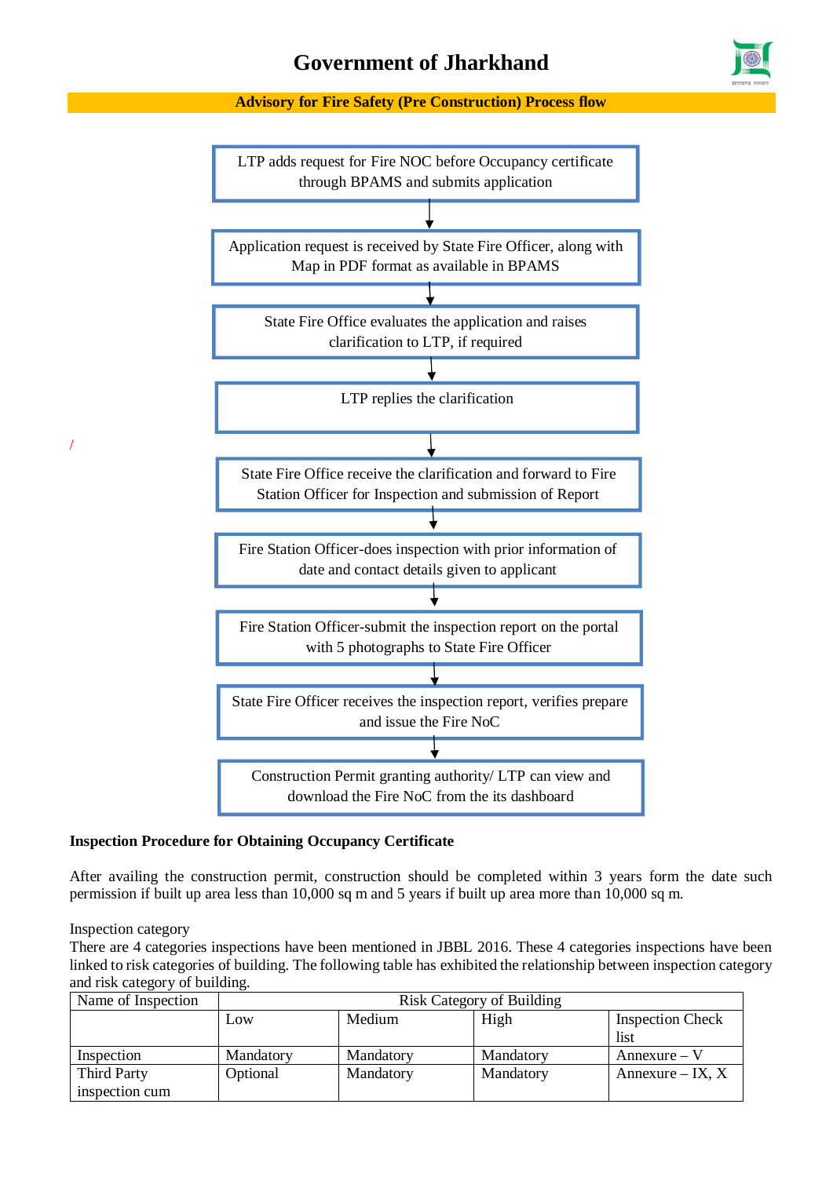# Government of Jharkhand

**Advisory for Fire Safety (Pre Construction) Process flow**

LTP adds request for Fire NOC before Occupancy certificate through BPAMS and submits application

↓

Application request is received by State Fire Officer, along with Map in PDF format as available in BPAMS

↓

State Fire Office evaluates the application and raises clarification to LTP, if required

↓

LTP replies the clarification

↓

State Fire Office receive the clarification and forward to Fire Station Officer for Inspection and submission of Report

↓

Fire Station Officer-does inspection with prior information of date and contact details given to applicant

↓

Fire Station Officer-submit the inspection report on the portal with 5 photographs to State Fire Officer

↓

State Fire Officer receives the inspection report, verifies prepare and issue the Fire NoC

↓

Construction Permit granting authority/ LTP can view and download the Fire NoC from the its dashboard

**Inspection Procedure for Obtaining Occupancy Certificate**

After availing the construction permit, construction should be completed within 3 years form the date such permission if built up area less than 10,000 sq m and 5 years if built up area more than 10,000 sq m.

Inspection category

There are 4 categories inspections have been mentioned in JBBL 2016. These 4 categories inspections have been linked to risk categories of building. The following table has exhibited the relationship between inspection category and risk category of building.

| Name of Inspection | Risk Category of Building | | | |
|---|---|---|---|---|
| | Low | Medium | High | Inspection Check list |
| Inspection | Mandatory | Mandatory | Mandatory | Annexure – V |
| Third Party inspection cum | Optional | Mandatory | Mandatory | Annexure – IX, X |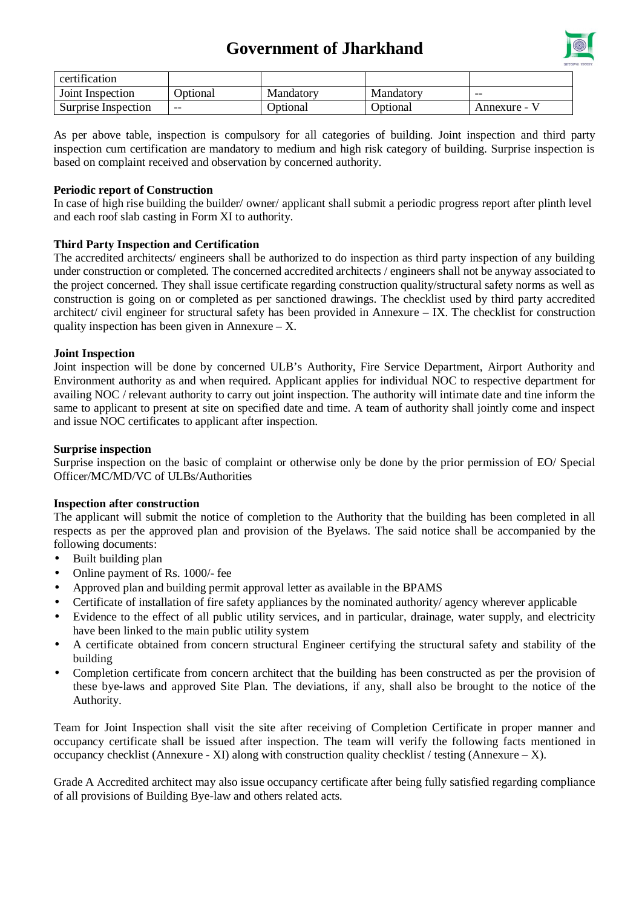| certification | | | | |
|---|---|---|---|---|
| Joint Inspection | Optional | Mandatory | Mandatory | -- |
| Surprise Inspection | -- | Optional | Optional | Annexure - V |

As per above table, inspection is compulsory for all categories of building. Joint inspection and third party inspection cum certification are mandatory to medium and high risk category of building. Surprise inspection is based on complaint received and observation by concerned authority.

**Periodic report of Construction**

In case of high rise building the builder/ owner/ applicant shall submit a periodic progress report after plinth level and each roof slab casting in Form XI to authority.

**Third Party Inspection and Certification**

The accredited architects/ engineers shall be authorized to do inspection as third party inspection of any building under construction or completed. The concerned accredited architects / engineers shall not be anyway associated to the project concerned. They shall issue certificate regarding construction quality/structural safety norms as well as construction is going on or completed as per sanctioned drawings. The checklist used by third party accredited architect/ civil engineer for structural safety has been provided in Annexure – IX. The checklist for construction quality inspection has been given in Annexure – X.

**Joint Inspection**

Joint inspection will be done by concerned ULB's Authority, Fire Service Department, Airport Authority and Environment authority as and when required. Applicant applies for individual NOC to respective department for availing NOC / relevant authority to carry out joint inspection. The authority will intimate date and tine inform the same to applicant to present at site on specified date and time. A team of authority shall jointly come and inspect and issue NOC certificates to applicant after inspection.

**Surprise inspection**

Surprise inspection on the basic of complaint or otherwise only be done by the prior permission of EO/ Special Officer/MC/MD/VC of ULBs/Authorities

**Inspection after construction**

The applicant will submit the notice of completion to the Authority that the building has been completed in all respects as per the approved plan and provision of the Byelaws. The said notice shall be accompanied by the following documents:

- Built building plan
- Online payment of Rs. 1000/- fee
- Approved plan and building permit approval letter as available in the BPAMS
- Certificate of installation of fire safety appliances by the nominated authority/ agency wherever applicable
- Evidence to the effect of all public utility services, and in particular, drainage, water supply, and electricity have been linked to the main public utility system
- A certificate obtained from concern structural Engineer certifying the structural safety and stability of the building
- Completion certificate from concern architect that the building has been constructed as per the provision of these bye-laws and approved Site Plan. The deviations, if any, shall also be brought to the notice of the Authority.

Team for Joint Inspection shall visit the site after receiving of Completion Certificate in proper manner and occupancy certificate shall be issued after inspection. The team will verify the following facts mentioned in occupancy checklist (Annexure - XI) along with construction quality checklist / testing (Annexure – X).

Grade A Accredited architect may also issue occupancy certificate after being fully satisfied regarding compliance of all provisions of Building Bye-law and others related acts.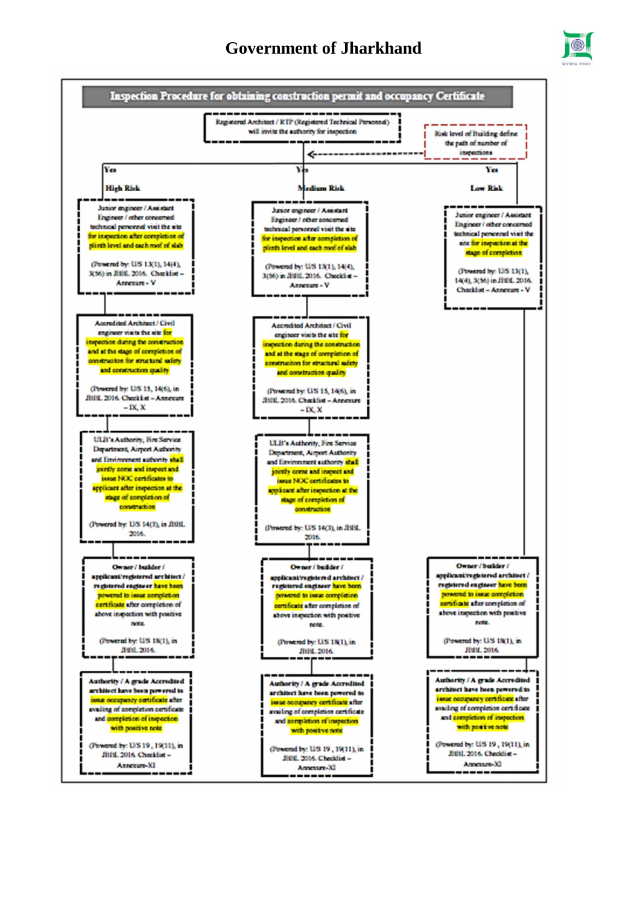# Government of Jharkhand

## Inspection Procedure for obtaining construction permit and occupancy Certificate

Registered Architect / RTP (Registered Technical Personnel) will invite the authority for inspection

Risk level of Building define the path of number of inspections

### Yes — High Risk

1. Junior engineer / Assistant Engineer / other concerned technical personnel visit the site for inspection after completion of plinth level and each roof of slab

   (Powered by: U/S 13(1), 14(4), 3(56) in JBBL 2016. Checklist – Annexure - V

2. Accredited Architect / Civil engineer visits the site for inspection during the construction and at the stage of completion of construction for structural safety and construction quality

   (Powered by: U/S 15, 14(6), in JBBL 2016 Checklist – Annexure – IX, X

3. ULB's Authority, Fire Service Department, Airport Authority and Environment authority shall jointly come and inspect and issue NOC certificates to applicant after inspection at the stage of completion of construction

   (Powered by: U/S 14(3), in JBBL 2016.

4. Owner / builder / applicant/registered architect / registered engineer have been powered to issue completion certificate after completion of above inspection with positive note.

   (Powered by: U/S 18(1), in JBBL 2016.

5. Authority / A grade Accredited architect have been powered to issue occupancy certificate after availing of completion certificate and completion of inspection with positive note

   (Powered by: U/S 19 , 19(11), in JBBL 2016. Checklist – Annexure-XI

### Yes — Medium Risk

1. Junior engineer / Assistant Engineer / other concerned technical personnel visit the site for inspection after completion of plinth level and each roof of slab

   (Powered by: U/S 13(1), 14(4), 3(56) in JBBL 2016. Checklist – Annexure - V

2. Accredited Architect / Civil engineer visits the site for inspection during the construction and at the stage of completion of construction for structural safety and construction quality

   (Powered by: U/S 15, 14(6), in JBBL 2016. Checklist – Annexure – IX, X

3. ULB's Authority, Fire Service Department, Airport Authority and Environment authority shall jointly come and inspect and issue NOC certificates to applicant after inspection at the stage of completion of construction

   (Powered by: U/S 14(3), in JBBL 2016.

4. Owner / builder / applicant/registered architect / registered engineer have been powered to issue completion certificate after completion of above inspection with positive note.

   (Powered by: U/S 18(1), in JBBL 2016.

5. Authority / A grade Accredited architect have been powered to issue occupancy certificate after availing of completion certificate and completion of inspection with positive note

   (Powered by: U/S 19 , 19(11), in JBBL 2016. Checklist – Annexure-XI

### Yes — Low Risk

1. Junior engineer / Assistant Engineer / other concerned technical personnel visit the site for inspection at the stage of completion

   (Powered by: U/S 13(1), 14(4), 3(56) in JBBL 2016. Checklist – Annexure - V

2. Owner / builder / applicant/registered architect / registered engineer have been powered to issue completion certificate after completion of above inspection with positive note.

   (Powered by: U/S 18(1), in JBBL 2016.

3. Authority / A grade Accredited architect have been powered to issue occupancy certificate after availing of completion certificate and completion of inspection with positive note

   (Powered by: U/S 19 , 19(11), in JBBL 2016. Checklist – Annexure-XI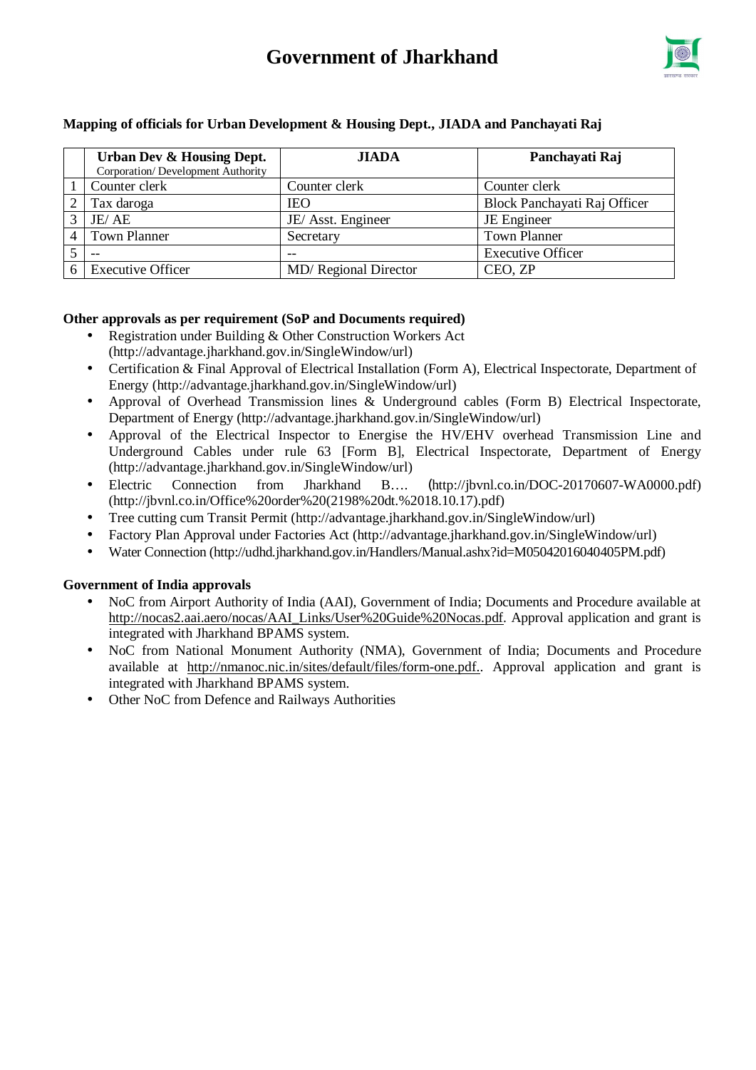# Government of Jharkhand

**Mapping of officials for Urban Development & Housing Dept., JIADA and Panchayati Raj**

| | **Urban Dev & Housing Dept.** Corporation/ Development Authority | **JIADA** | **Panchayati Raj** |
|---|---|---|---|
| 1 | Counter clerk | Counter clerk | Counter clerk |
| 2 | Tax daroga | IEO | Block Panchayati Raj Officer |
| 3 | JE/ AE | JE/ Asst. Engineer | JE Engineer |
| 4 | Town Planner | Secretary | Town Planner |
| 5 | -- | -- | Executive Officer |
| 6 | Executive Officer | MD/ Regional Director | CEO, ZP |

**Other approvals as per requirement (SoP and Documents required)**

- Registration under Building & Other Construction Workers Act (http://advantage.jharkhand.gov.in/SingleWindow/url)
- Certification & Final Approval of Electrical Installation (Form A), Electrical Inspectorate, Department of Energy (http://advantage.jharkhand.gov.in/SingleWindow/url)
- Approval of Overhead Transmission lines & Underground cables (Form B) Electrical Inspectorate, Department of Energy (http://advantage.jharkhand.gov.in/SingleWindow/url)
- Approval of the Electrical Inspector to Energise the HV/EHV overhead Transmission Line and Underground Cables under rule 63 [Form B], Electrical Inspectorate, Department of Energy (http://advantage.jharkhand.gov.in/SingleWindow/url)
- Electric Connection from Jharkhand B…. (http://jbvnl.co.in/DOC-20170607-WA0000.pdf) (http://jbvnl.co.in/Office%20order%20(2198%20dt.%2018.10.17).pdf)
- Tree cutting cum Transit Permit (http://advantage.jharkhand.gov.in/SingleWindow/url)
- Factory Plan Approval under Factories Act (http://advantage.jharkhand.gov.in/SingleWindow/url)
- Water Connection (http://udhd.jharkhand.gov.in/Handlers/Manual.ashx?id=M05042016040405PM.pdf)

**Government of India approvals**

- NoC from Airport Authority of India (AAI), Government of India; Documents and Procedure available at http://nocas2.aai.aero/nocas/AAI_Links/User%20Guide%20Nocas.pdf. Approval application and grant is integrated with Jharkhand BPAMS system.
- NoC from National Monument Authority (NMA), Government of India; Documents and Procedure available at http://nmanoc.nic.in/sites/default/files/form-one.pdf.. Approval application and grant is integrated with Jharkhand BPAMS system.
- Other NoC from Defence and Railways Authorities